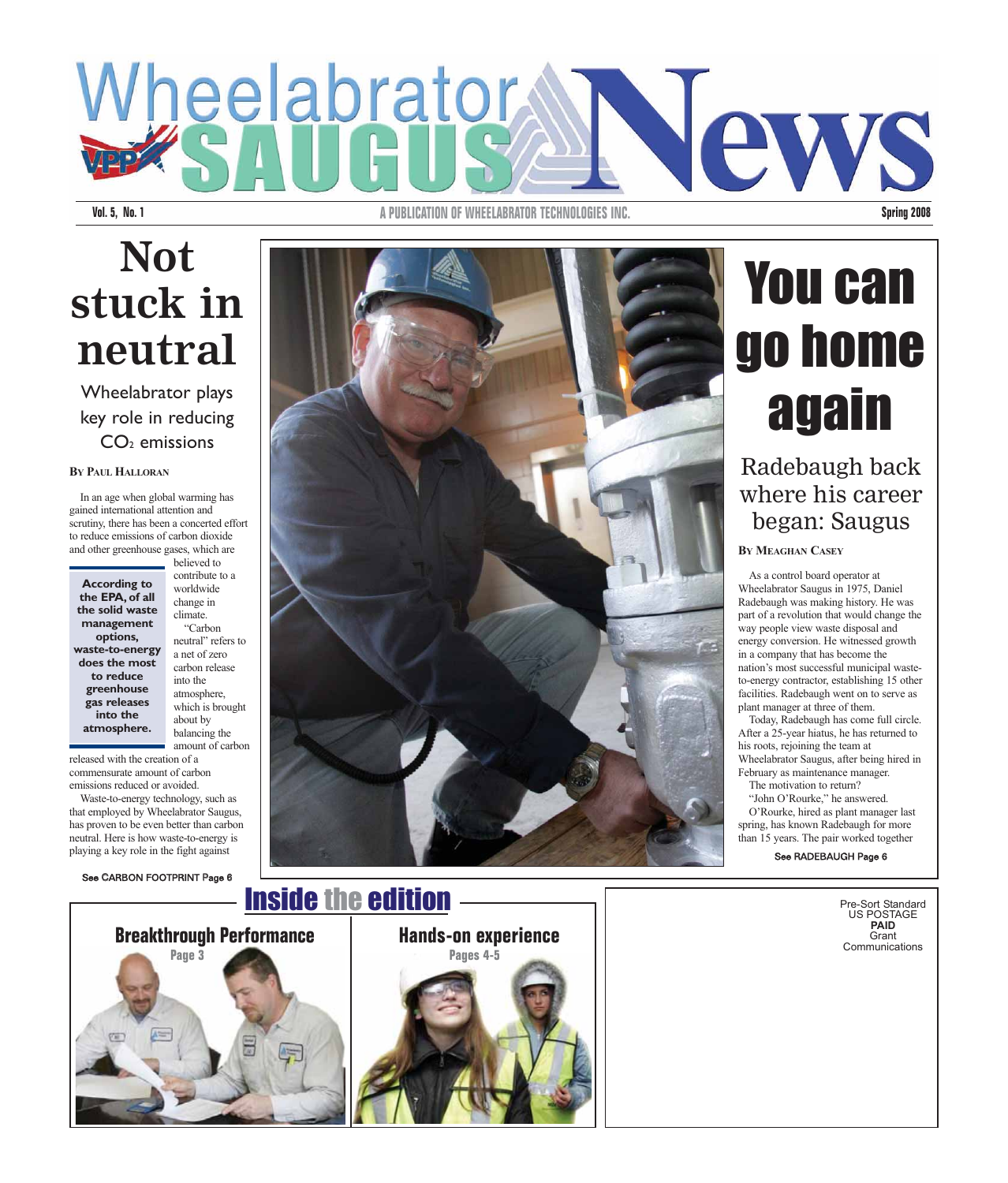# Wheelabrator SAUGUS News

Vol. 5, No. 1 — A PUBLICATION OF WHEELABRATOR TECHNOLOGIES INC. — Spring 2008

## Not stuck in neutral

### Wheelabrator plays key role in reducing $CO_2$ emissions

**By Paul Halloran**

In an age when global warming has gained international attention and scrutiny, there has been a concerted effort to reduce emissions of carbon dioxide and other greenhouse gases, which are believed to contribute to a worldwide change in climate.

> **According to the EPA, of all the solid waste management options, waste-to-energy does the most to reduce greenhouse gas releases into the atmosphere.**

"Carbon neutral" refers to a net of zero carbon release into the atmosphere, which is brought about by balancing the amount of carbon released with the creation of a commensurate amount of carbon emissions reduced or avoided.

Waste-to-energy technology, such as that employed by Wheelabrator Saugus, has proven to be even better than carbon neutral. Here is how waste-to-energy is playing a key role in the fight against

See CARBON FOOTPRINT Page 6

## You can go home again

### Radebaugh back where his career began: Saugus

**By Meaghan Casey**

As a control board operator at Wheelabrator Saugus in 1975, Daniel Radebaugh was making history. He was part of a revolution that would change the way people view waste disposal and energy conversion. He witnessed growth in a company that has become the nation's most successful municipal waste-to-energy contractor, establishing 15 other facilities. Radebaugh went on to serve as plant manager at three of them.

Today, Radebaugh has come full circle. After a 25-year hiatus, he has returned to his roots, rejoining the team at Wheelabrator Saugus, after being hired in February as maintenance manager.

The motivation to return?

"John O'Rourke," he answered.

O'Rourke, hired as plant manager last spring, has known Radebaugh for more than 15 years. The pair worked together

See RADEBAUGH Page 6

## Inside the edition

**Breakthrough Performance** — Page 3

**Hands-on experience** — Pages 4-5

Pre-Sort Standard
US POSTAGE
**PAID**
Grant
Communications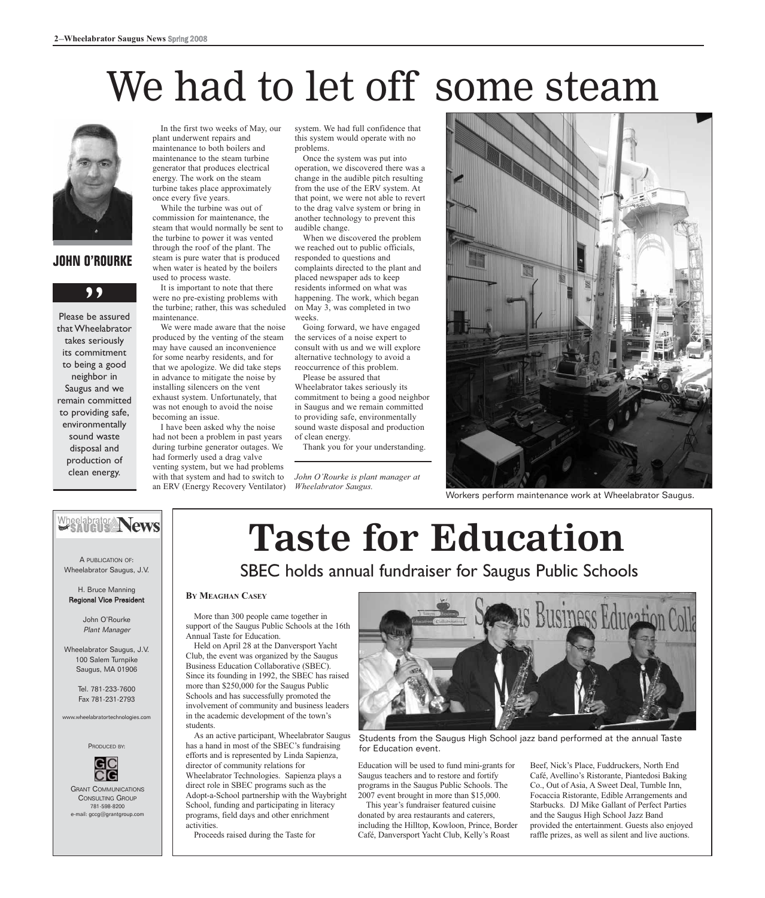# We had to let off some steam

**JOHN O'ROURKE**

> Please be assured that Wheelabrator takes seriously its commitment to being a good neighbor in Saugus and we remain committed to providing safe, environmentally sound waste disposal and production of clean energy.

In the first two weeks of May, our plant underwent repairs and maintenance to both boilers and maintenance to the steam turbine generator that produces electrical energy. The work on the steam turbine takes place approximately once every five years.

While the turbine was out of commission for maintenance, the steam that would normally be sent to the turbine to power it was vented through the roof of the plant. The steam is pure water that is produced when water is heated by the boilers used to process waste.

It is important to note that there were no pre-existing problems with the turbine; rather, this was scheduled maintenance.

We were made aware that the noise produced by the venting of the steam may have caused an inconvenience for some nearby residents, and for that we apologize. We did take steps in advance to mitigate the noise by installing silencers on the vent exhaust system. Unfortunately, that was not enough to avoid the noise becoming an issue.

I have been asked why the noise had not been a problem in past years during turbine generator outages. We had formerly used a drag valve venting system, but we had problems with that system and had to switch to an ERV (Energy Recovery Ventilator) system. We had full confidence that this system would operate with no problems.

Once the system was put into operation, we discovered there was a change in the audible pitch resulting from the use of the ERV system. At that point, we were not able to revert to the drag valve system or bring in another technology to prevent this audible change.

When we discovered the problem we reached out to public officials, responded to questions and complaints directed to the plant and placed newspaper ads to keep residents informed on what was happening. The work, which began on May 3, was completed in two weeks.

Going forward, we have engaged the services of a noise expert to consult with us and we will explore alternative technology to avoid a reoccurrence of this problem.

Please be assured that Wheelabrator takes seriously its commitment to being a good neighbor in Saugus and we remain committed to providing safe, environmentally sound waste disposal and production of clean energy.

Thank you for your understanding.

*John O'Rourke is plant manager at Wheelabrator Saugus.*

Workers perform maintenance work at Wheelabrator Saugus.

---

**Wheelabrator Saugus News**

A PUBLICATION OF:
Wheelabrator Saugus, J.V.

H. Bruce Manning
**Regional Vice President**

John O'Rourke
*Plant Manager*

Wheelabrator Saugus, J.V.
100 Salem Turnpike
Saugus, MA 01906

Tel. 781-233-7600
Fax 781-231-2793

www.wheelabratortechnologies.com

PRODUCED BY:

GRANT COMMUNICATIONS CONSULTING GROUP
781-598-8200
e-mail: gccg@grantgroup.com

---

# Taste for Education

## SBEC holds annual fundraiser for Saugus Public Schools

**BY MEAGHAN CASEY**

More than 300 people came together in support of the Saugus Public Schools at the 16th Annual Taste for Education.

Held on April 28 at the Danversport Yacht Club, the event was organized by the Saugus Business Education Collaborative (SBEC). Since its founding in 1992, the SBEC has raised more than $250,000 for the Saugus Public Schools and has successfully promoted the involvement of community and business leaders in the academic development of the town's students.

As an active participant, Wheelabrator Saugus has a hand in most of the SBEC's fundraising efforts and is represented by Linda Sapienza, director of community relations for Wheelabrator Technologies. Sapienza plays a direct role in SBEC programs such as the Adopt-a-School partnership with the Waybright School, funding and participating in literacy programs, field days and other enrichment activities.

Proceeds raised during the Taste for Education will be used to fund mini-grants for Saugus teachers and to restore and fortify programs in the Saugus Public Schools. The 2007 event brought in more than $15,000.

This year's fundraiser featured cuisine donated by area restaurants and caterers, including the Hilltop, Kowloon, Prince, Border Café, Danversport Yacht Club, Kelly's Roast Beef, Nick's Place, Fuddruckers, North End Café, Avellino's Ristorante, Piantedosi Baking Co., Out of Asia, A Sweet Deal, Tumble Inn, Focaccia Ristorante, Edible Arrangements and Starbucks. DJ Mike Gallant of Perfect Parties and the Saugus High School Jazz Band provided the entertainment. Guests also enjoyed raffle prizes, as well as silent and live auctions.

Students from the Saugus High School jazz band performed at the annual Taste for Education event.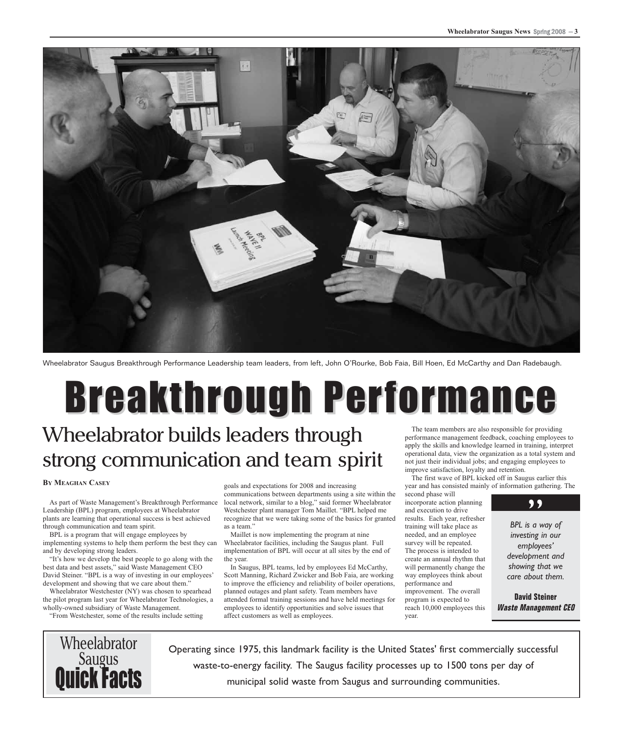Wheelabrator Saugus Breakthrough Performance Leadership team leaders, from left, John O'Rourke, Bob Faia, Bill Hoen, Ed McCarthy and Dan Radebaugh.

# Breakthrough Performance

## Wheelabrator builds leaders through strong communication and team spirit

**By Meaghan Casey**

As part of Waste Management's Breakthrough Performance Leadership (BPL) program, employees at Wheelabrator plants are learning that operational success is best achieved through communication and team spirit.

BPL is a program that will engage employees by implementing systems to help them perform the best they can and by developing strong leaders.

"It's how we develop the best people to go along with the best data and best assets," said Waste Management CEO David Steiner. "BPL is a way of investing in our employees' development and showing that we care about them."

Wheelabrator Westchester (NY) was chosen to spearhead the pilot program last year for Wheelabrator Technologies, a wholly-owned subsidiary of Waste Management.

"From Westchester, some of the results include setting goals and expectations for 2008 and increasing communications between departments using a site within the local network, similar to a blog," said former Wheelabrator Westchester plant manager Tom Maillet. "BPL helped me recognize that we were taking some of the basics for granted as a team."

Maillet is now implementing the program at nine Wheelabrator facilities, including the Saugus plant. Full implementation of BPL will occur at all sites by the end of the year.

In Saugus, BPL teams, led by employees Ed McCarthy, Scott Manning, Richard Zwicker and Bob Faia, are working to improve the efficiency and reliability of boiler operations, planned outages and plant safety. Team members have attended formal training sessions and have held meetings for employees to identify opportunities and solve issues that affect customers as well as employees.

The team members are also responsible for providing performance management feedback, coaching employees to apply the skills and knowledge learned in training, interpret operational data, view the organization as a total system and not just their individual jobs; and engaging employees to improve satisfaction, loyalty and retention.

The first wave of BPL kicked off in Saugus earlier this year and has consisted mainly of information gathering. The second phase will incorporate action planning and execution to drive results. Each year, refresher training will take place as needed, and an employee survey will be repeated. The process is intended to create an annual rhythm that will permanently change the way employees think about performance and improvement. The overall program is expected to reach 10,000 employees this year.

> *BPL is a way of investing in our employees' development and showing that we care about them.*
>
> **David Steiner**
> ***Waste Management CEO***

**Wheelabrator Saugus Quick Facts**

Operating since 1975, this landmark facility is the United States' first commercially successful waste-to-energy facility. The Saugus facility processes up to 1500 tons per day of municipal solid waste from Saugus and surrounding communities.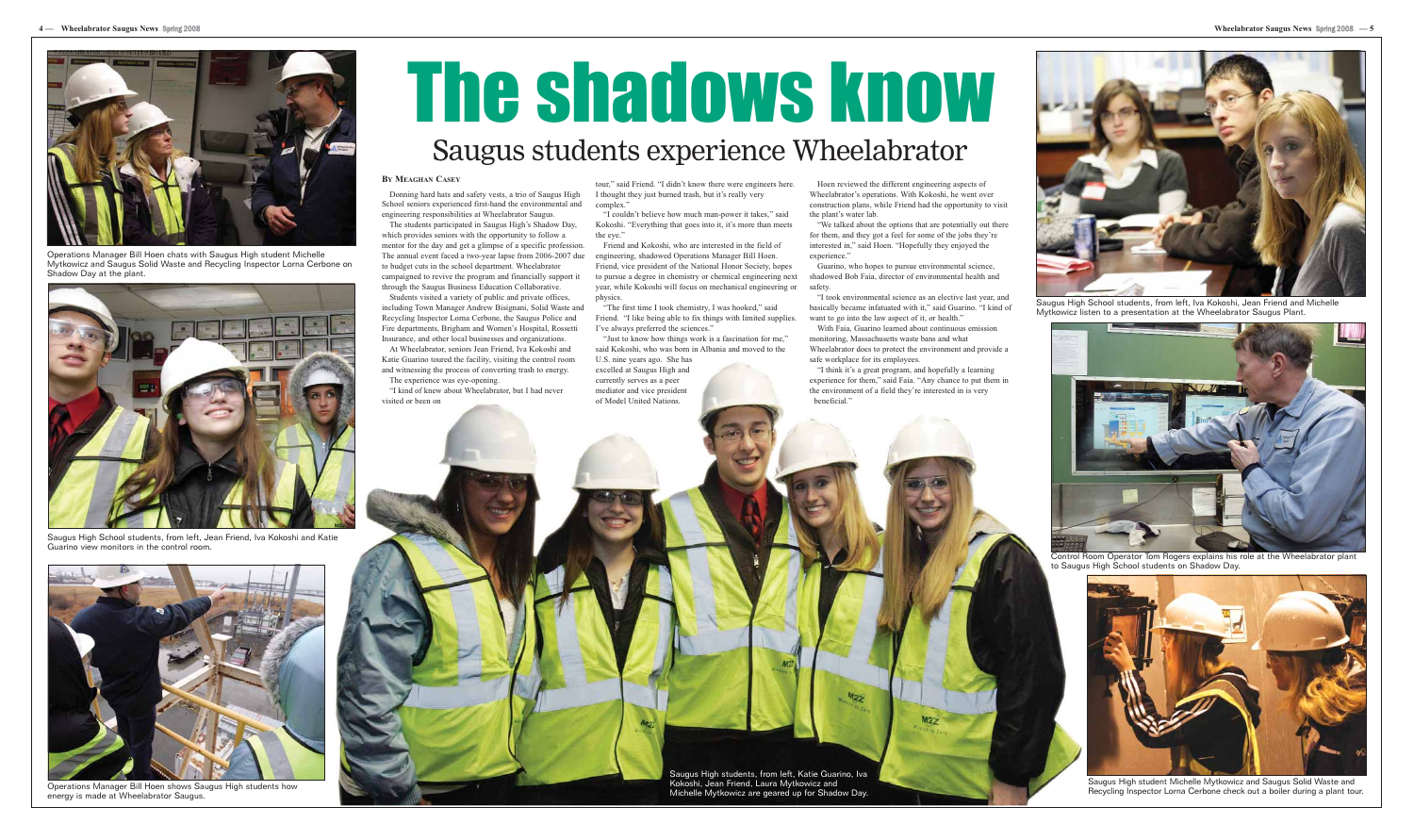# The shadows know

## Saugus students experience Wheelabrator

By Meaghan Casey

Donning hard hats and safety vests, a trio of Saugus High School seniors experienced first-hand the environmental and engineering responsibilities at Wheelabrator Saugus.

The students participated in Saugus High's Shadow Day, which provides seniors with the opportunity to follow a mentor for the day and get a glimpse of a specific profession. The annual event faced a two-year lapse from 2006-2007 due to budget cuts in the school department. Wheelabrator campaigned to revive the program and financially support it through the Saugus Business Education Collaborative.

Students visited a variety of public and private offices, including Town Manager Andrew Bisignani, Solid Waste and Recycling Inspector Lorna Cerbone, the Saugus Police and Fire departments, Brigham and Women's Hospital, Rossetti Insurance, and other local businesses and organizations.

At Wheelabrator, seniors Jean Friend, Iva Kokoshi and Katie Guarino toured the facility, visiting the control room and witnessing the process of converting trash to energy.

The experience was eye-opening.

"I kind of knew about Wheelabrator, but I had never visited or been on tour," said Friend. "I didn't know there were engineers here. I thought they just burned trash, but it's really very complex."

"I couldn't believe how much man-power it takes," said Kokoshi. "Everything that goes into it, it's more than meets the eye."

Friend and Kokoshi, who are interested in the field of engineering, shadowed Operations Manager Bill Hoen. Friend, vice president of the National Honor Society, hopes to pursue a degree in chemistry or chemical engineering next year, while Kokoshi will focus on mechanical engineering or physics.

"The first time I took chemistry, I was hooked," said Friend. "I like being able to fix things with limited supplies. I've always preferred the sciences."

"Just to know how things work is a fascination for me," said Kokoshi, who was born in Albania and moved to the U.S. nine years ago. She has excelled at Saugus High and currently serves as a peer mediator and vice president of Model United Nations.

Hoen reviewed the different engineering aspects of Wheelabrator's operations. With Kokoshi, he went over construction plans, while Friend had the opportunity to visit the plant's water lab.

"We talked about the options that are potentially out there for them, and they got a feel for some of the jobs they're interested in," said Hoen. "Hopefully they enjoyed the experience."

Guarino, who hopes to pursue environmental science, shadowed Bob Faia, director of environmental health and safety.

"I took environmental science as an elective last year, and basically became infatuated with it," said Guarino. "I kind of want to go into the law aspect of it, or health."

With Faia, Guarino learned about continuous emission monitoring, Massachusetts waste bans and what Wheelabrator does to protect the environment and provide a safe workplace for its employees.

"I think it's a great program, and hopefully a learning experience for them," said Faia. "Any chance to put them in the environment of a field they're interested in is very beneficial."

Operations Manager Bill Hoen chats with Saugus High student Michelle Mytkowicz and Saugus Solid Waste and Recycling Inspector Lorna Cerbone on Shadow Day at the plant.

Saugus High School students, from left, Jean Friend, Iva Kokoshi and Katie Guarino view monitors in the control room.

Operations Manager Bill Hoen shows Saugus High students how energy is made at Wheelabrator Saugus.

Saugus High students, from left, Katie Guarino, Iva Kokoshi, Jean Friend, Laura Mytkowicz and Michelle Mytkowicz are geared up for Shadow Day.

Saugus High School students, from left, Iva Kokoshi, Jean Friend and Michelle Mytkowicz listen to a presentation at the Wheelabrator Saugus Plant.

Control Room Operator Tom Rogers explains his role at the Wheelabrator plant to Saugus High School students on Shadow Day.

Saugus High student Michelle Mytkowicz and Saugus Solid Waste and Recycling Inspector Lorna Cerbone check out a boiler during a plant tour.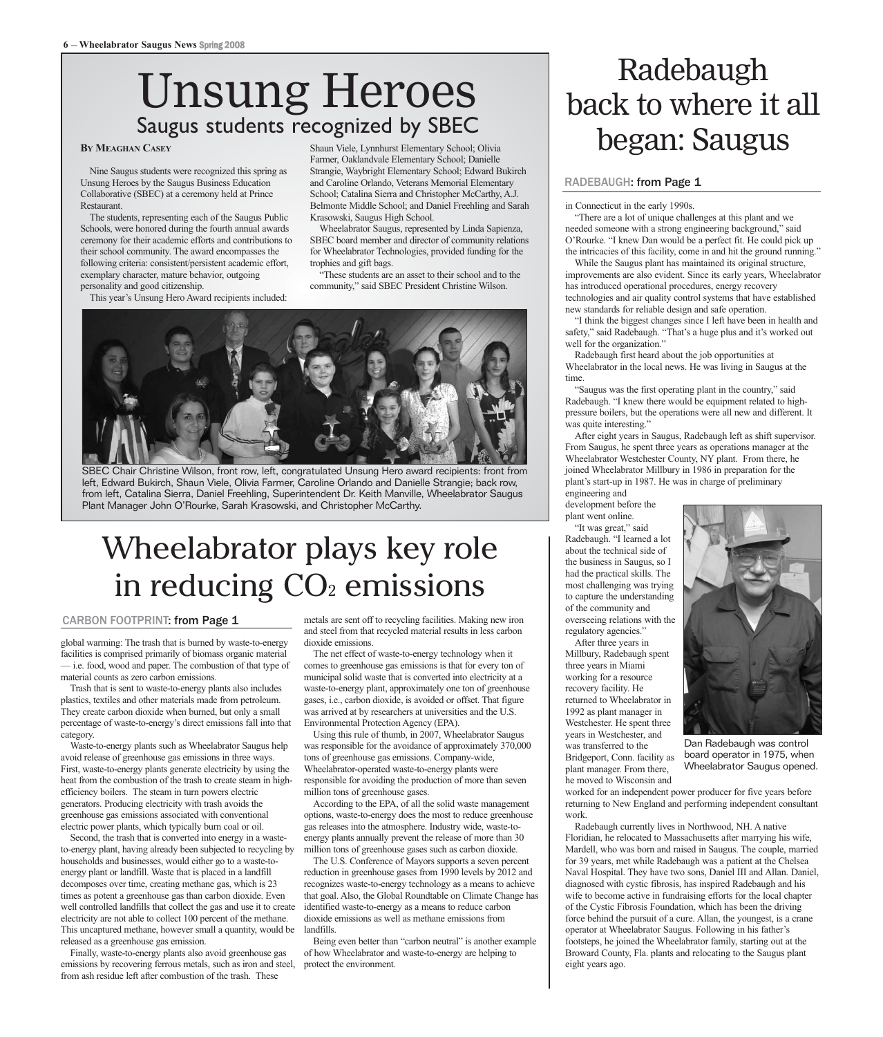# Unsung Heroes

## Saugus students recognized by SBEC

**By Meaghan Casey**

Nine Saugus students were recognized this spring as Unsung Heroes by the Saugus Business Education Collaborative (SBEC) at a ceremony held at Prince Restaurant.

The students, representing each of the Saugus Public Schools, were honored during the fourth annual awards ceremony for their academic efforts and contributions to their school community. The award encompasses the following criteria: consistent/persistent academic effort, exemplary character, mature behavior, outgoing personality and good citizenship.

This year's Unsung Hero Award recipients included: Shaun Viele, Lynnhurst Elementary School; Olivia Farmer, Oaklandvale Elementary School; Danielle Strangie, Waybright Elementary School; Edward Bukirch and Caroline Orlando, Veterans Memorial Elementary School; Catalina Sierra and Christopher McCarthy, A.J. Belmonte Middle School; and Daniel Freehling and Sarah Krasowski, Saugus High School.

Wheelabrator Saugus, represented by Linda Sapienza, SBEC board member and director of community relations for Wheelabrator Technologies, provided funding for the trophies and gift bags.

"These students are an asset to their school and to the community," said SBEC President Christine Wilson.

SBEC Chair Christine Wilson, front row, left, congratulated Unsung Hero award recipients: front from left, Edward Bukirch, Shaun Viele, Olivia Farmer, Caroline Orlando and Danielle Strangie; back row, from left, Catalina Sierra, Daniel Freehling, Superintendent Dr. Keith Manville, Wheelabrator Saugus Plant Manager John O'Rourke, Sarah Krasowski, and Christopher McCarthy.

# Wheelabrator plays key role in reducing $CO_2$ emissions

CARBON FOOTPRINT: from Page 1

global warming: The trash that is burned by waste-to-energy facilities is comprised primarily of biomass organic material — i.e. food, wood and paper. The combustion of that type of material counts as zero carbon emissions.

Trash that is sent to waste-to-energy plants also includes plastics, textiles and other materials made from petroleum. They create carbon dioxide when burned, but only a small percentage of waste-to-energy's direct emissions fall into that category.

Waste-to-energy plants such as Wheelabrator Saugus help avoid release of greenhouse gas emissions in three ways. First, waste-to-energy plants generate electricity by using the heat from the combustion of the trash to create steam in high-efficiency boilers. The steam in turn powers electric generators. Producing electricity with trash avoids the greenhouse gas emissions associated with conventional electric power plants, which typically burn coal or oil.

Second, the trash that is converted into energy in a waste-to-energy plant, having already been subjected to recycling by households and businesses, would either go to a waste-to-energy plant or landfill. Waste that is placed in a landfill decomposes over time, creating methane gas, which is 23 times as potent a greenhouse gas than carbon dioxide. Even well controlled landfills that collect the gas and use it to create electricity are not able to collect 100 percent of the methane. This uncaptured methane, however small a quantity, would be released as a greenhouse gas emission.

Finally, waste-to-energy plants also avoid greenhouse gas emissions by recovering ferrous metals, such as iron and steel, from ash residue left after combustion of the trash. These metals are sent off to recycling facilities. Making new iron and steel from that recycled material results in less carbon dioxide emissions.

The net effect of waste-to-energy technology when it comes to greenhouse gas emissions is that for every ton of municipal solid waste that is converted into electricity at a waste-to-energy plant, approximately one ton of greenhouse gases, i.e., carbon dioxide, is avoided or offset. That figure was arrived at by researchers at universities and the U.S. Environmental Protection Agency (EPA).

Using this rule of thumb, in 2007, Wheelabrator Saugus was responsible for the avoidance of approximately 370,000 tons of greenhouse gas emissions. Company-wide, Wheelabrator-operated waste-to-energy plants were responsible for avoiding the production of more than seven million tons of greenhouse gases.

According to the EPA, of all the solid waste management options, waste-to-energy does the most to reduce greenhouse gas releases into the atmosphere. Industry wide, waste-to-energy plants annually prevent the release of more than 30 million tons of greenhouse gases such as carbon dioxide.

The U.S. Conference of Mayors supports a seven percent reduction in greenhouse gases from 1990 levels by 2012 and recognizes waste-to-energy technology as a means to achieve that goal. Also, the Global Roundtable on Climate Change has identified waste-to-energy as a means to reduce carbon dioxide emissions as well as methane emissions from landfills.

Being even better than "carbon neutral" is another example of how Wheelabrator and waste-to-energy are helping to protect the environment.

# Radebaugh back to where it all began: Saugus

RADEBAUGH: from Page 1

in Connecticut in the early 1990s.

"There are a lot of unique challenges at this plant and we needed someone with a strong engineering background," said O'Rourke. "I knew Dan would be a perfect fit. He could pick up the intricacies of this facility, come in and hit the ground running."

While the Saugus plant has maintained its original structure, improvements are also evident. Since its early years, Wheelabrator has introduced operational procedures, energy recovery technologies and air quality control systems that have established new standards for reliable design and safe operation.

"I think the biggest changes since I left have been in health and safety," said Radebaugh. "That's a huge plus and it's worked out well for the organization."

Radebaugh first heard about the job opportunities at Wheelabrator in the local news. He was living in Saugus at the time.

"Saugus was the first operating plant in the country," said Radebaugh. "I knew there would be equipment related to high-pressure boilers, but the operations were all new and different. It was quite interesting."

After eight years in Saugus, Radebaugh left as shift supervisor. From Saugus, he spent three years as operations manager at the Wheelabrator Westchester County, NY plant. From there, he joined Wheelabrator Millbury in 1986 in preparation for the plant's start-up in 1987. He was in charge of preliminary engineering and development before the plant went online.

"It was great," said Radebaugh. "I learned a lot about the technical side of the business in Saugus, so I had the practical skills. The most challenging was trying to capture the understanding of the community and overseeing relations with the regulatory agencies."

After three years in Millbury, Radebaugh spent three years in Miami working for a resource recovery facility. He returned to Wheelabrator in 1992 as plant manager in Westchester. He spent three years in Westchester, and was transferred to the Bridgeport, Conn. facility as plant manager. From there, he moved to Wisconsin and worked for an independent power producer for five years before returning to New England and performing independent consultant work.

Dan Radebaugh was control board operator in 1975, when Wheelabrator Saugus opened.

Radebaugh currently lives in Northwood, NH. A native Floridian, he relocated to Massachusetts after marrying his wife, Mardell, who was born and raised in Saugus. The couple, married for 39 years, met while Radebaugh was a patient at the Chelsea Naval Hospital. They have two sons, Daniel III and Allan. Daniel, diagnosed with cystic fibrosis, has inspired Radebaugh and his wife to become active in fundraising efforts for the local chapter of the Cystic Fibrosis Foundation, which has been the driving force behind the pursuit of a cure. Allan, the youngest, is a crane operator at Wheelabrator Saugus. Following in his father's footsteps, he joined the Wheelabrator family, starting out at the Broward County, Fla. plants and relocating to the Saugus plant eight years ago.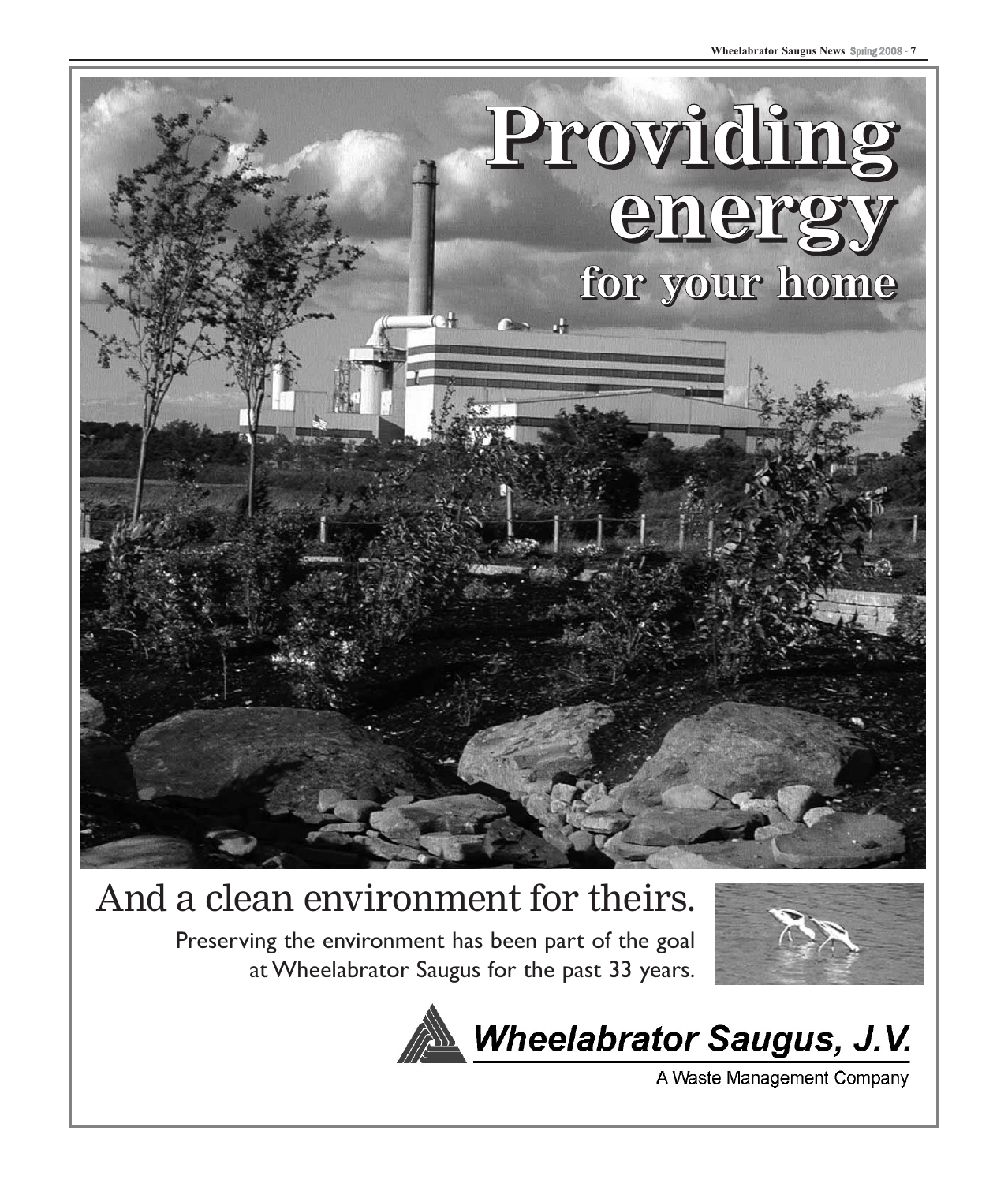# Providing energy for your home

## And a clean environment for theirs.

Preserving the environment has been part of the goal at Wheelabrator Saugus for the past 33 years.

**Wheelabrator Saugus, J.V.**

A Waste Management Company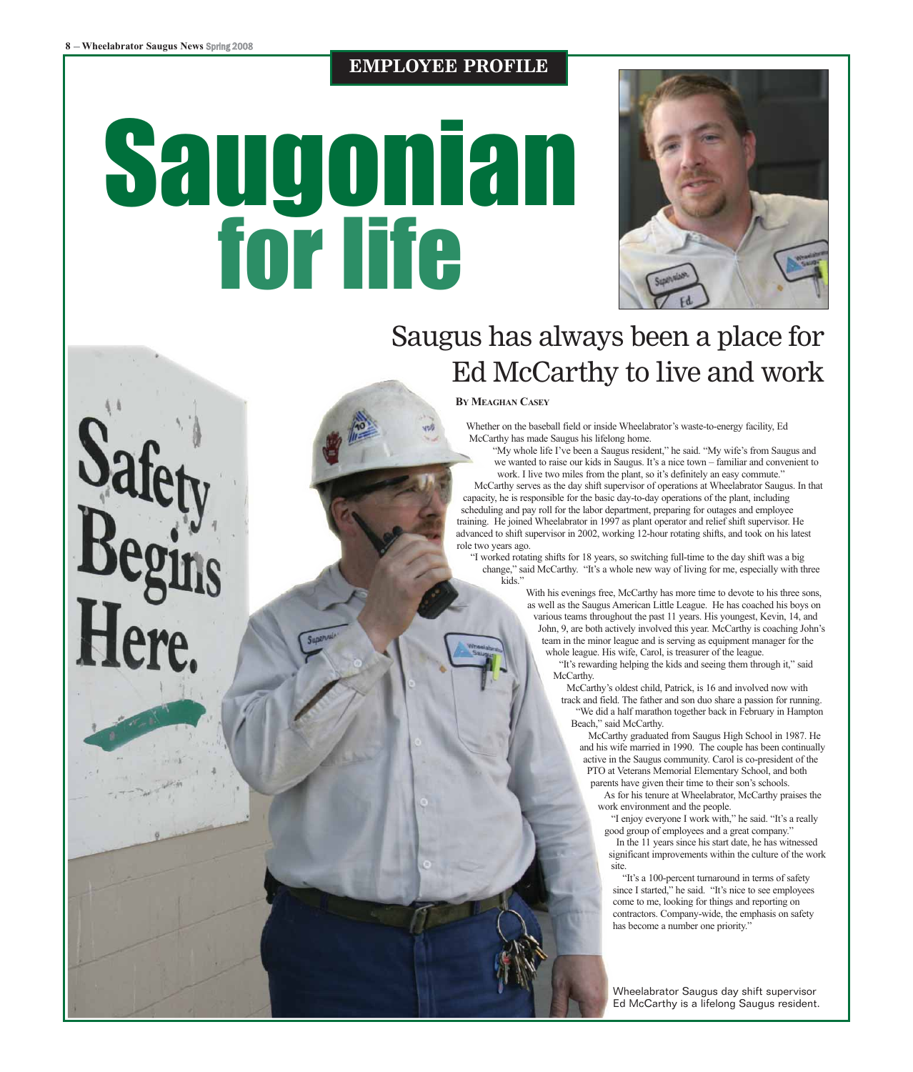EMPLOYEE PROFILE

# Saugonian for life

## Saugus has always been a place for Ed McCarthy to live and work

**By Meaghan Casey**

Whether on the baseball field or inside Wheelabrator's waste-to-energy facility, Ed McCarthy has made Saugus his lifelong home.

"My whole life I've been a Saugus resident," he said. "My wife's from Saugus and we wanted to raise our kids in Saugus. It's a nice town – familiar and convenient to work. I live two miles from the plant, so it's definitely an easy commute."

McCarthy serves as the day shift supervisor of operations at Wheelabrator Saugus. In that capacity, he is responsible for the basic day-to-day operations of the plant, including scheduling and pay roll for the labor department, preparing for outages and employee training. He joined Wheelabrator in 1997 as plant operator and relief shift supervisor. He advanced to shift supervisor in 2002, working 12-hour rotating shifts, and took on his latest role two years ago.

"I worked rotating shifts for 18 years, so switching full-time to the day shift was a big change," said McCarthy. "It's a whole new way of living for me, especially with three kids."

With his evenings free, McCarthy has more time to devote to his three sons, as well as the Saugus American Little League. He has coached his boys on various teams throughout the past 11 years. His youngest, Kevin, 14, and John, 9, are both actively involved this year. McCarthy is coaching John's team in the minor league and is serving as equipment manager for the whole league. His wife, Carol, is treasurer of the league.

"It's rewarding helping the kids and seeing them through it," said McCarthy.

McCarthy's oldest child, Patrick, is 16 and involved now with track and field. The father and son duo share a passion for running.

"We did a half marathon together back in February in Hampton Beach," said McCarthy.

McCarthy graduated from Saugus High School in 1987. He and his wife married in 1990. The couple has been continually active in the Saugus community. Carol is co-president of the PTO at Veterans Memorial Elementary School, and both parents have given their time to their son's schools.

As for his tenure at Wheelabrator, McCarthy praises the work environment and the people.

"I enjoy everyone I work with," he said. "It's a really good group of employees and a great company."

In the 11 years since his start date, he has witnessed significant improvements within the culture of the work site.

"It's a 100-percent turnaround in terms of safety since I started," he said. "It's nice to see employees come to me, looking for things and reporting on contractors. Company-wide, the emphasis on safety has become a number one priority."

Wheelabrator Saugus day shift supervisor Ed McCarthy is a lifelong Saugus resident.